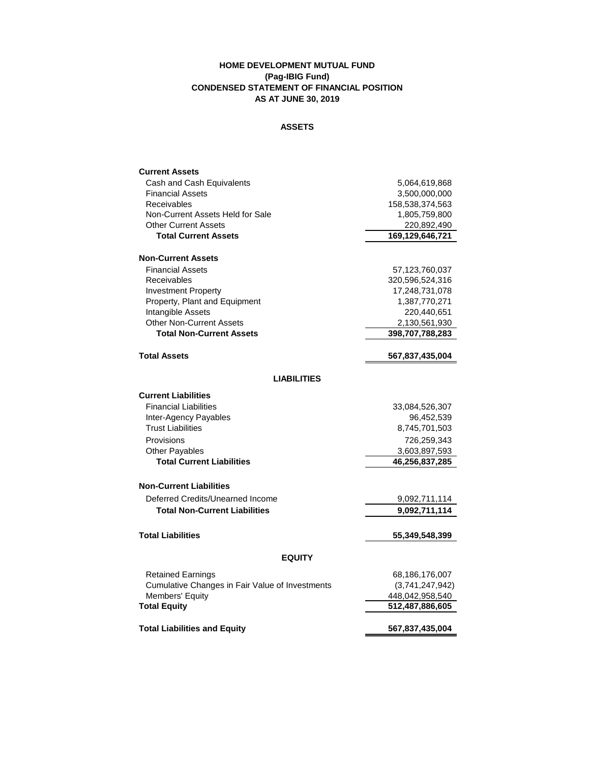**HOME DEVELOPMENT MUTUAL FUND**
**(Pag-IBIG Fund)**
**CONDENSED STATEMENT OF FINANCIAL POSITION**
**AS AT JUNE 30, 2019**

**ASSETS**

| | |
|---|---:|
| **Current Assets** | |
| Cash and Cash Equivalents | 5,064,619,868 |
| Financial Assets | 3,500,000,000 |
| Receivables | 158,538,374,563 |
| Non-Current Assets Held for Sale | 1,805,759,800 |
| Other Current Assets | 220,892,490 |
| **Total Current Assets** | **169,129,646,721** |
| **Non-Current Assets** | |
| Financial Assets | 57,123,760,037 |
| Receivables | 320,596,524,316 |
| Investment Property | 17,248,731,078 |
| Property, Plant and Equipment | 1,387,770,271 |
| Intangible Assets | 220,440,651 |
| Other Non-Current Assets | 2,130,561,930 |
| **Total Non-Current Assets** | **398,707,788,283** |
| **Total Assets** | **567,837,435,004** |

**LIABILITIES**

| | |
|---|---:|
| **Current Liabilities** | |
| Financial Liabilities | 33,084,526,307 |
| Inter-Agency Payables | 96,452,539 |
| Trust Liabilities | 8,745,701,503 |
| Provisions | 726,259,343 |
| Other Payables | 3,603,897,593 |
| **Total Current Liabilities** | **46,256,837,285** |
| **Non-Current Liabilities** | |
| Deferred Credits/Unearned Income | 9,092,711,114 |
| **Total Non-Current Liabilities** | **9,092,711,114** |
| **Total Liabilities** | **55,349,548,399** |

**EQUITY**

| | |
|---|---:|
| Retained Earnings | 68,186,176,007 |
| Cumulative Changes in Fair Value of Investments | (3,741,247,942) |
| Members' Equity | 448,042,958,540 |
| **Total Equity** | **512,487,886,605** |
| **Total Liabilities and Equity** | **567,837,435,004** |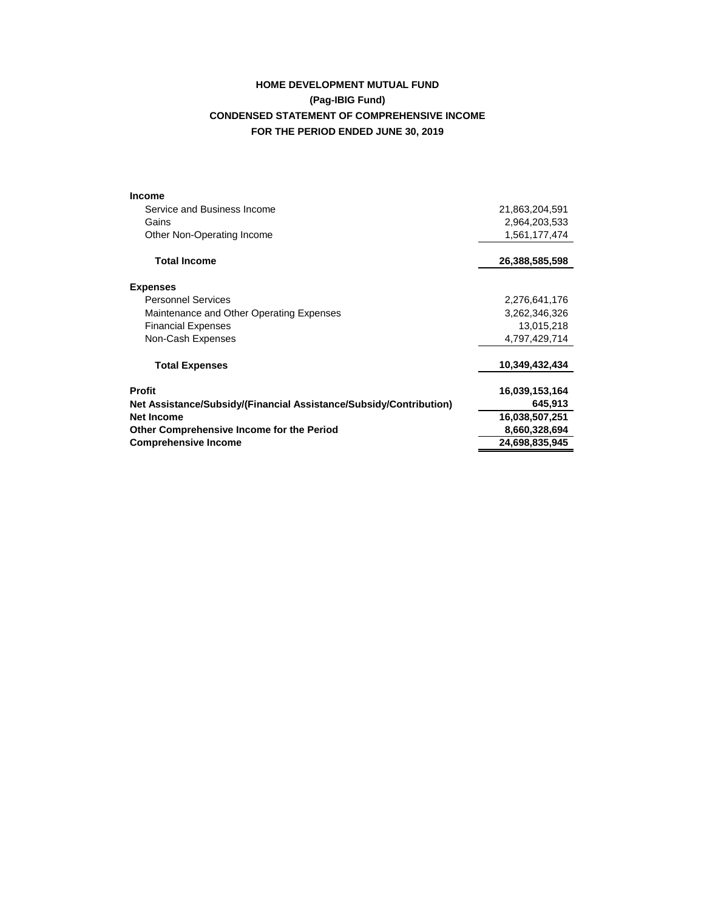# HOME DEVELOPMENT MUTUAL FUND
## (Pag-IBIG Fund)
## CONDENSED STATEMENT OF COMPREHENSIVE INCOME
## FOR THE PERIOD ENDED JUNE 30, 2019

| | |
|---|---:|
| **Income** | |
| Service and Business Income | 21,863,204,591 |
| Gains | 2,964,203,533 |
| Other Non-Operating Income | 1,561,177,474 |
| **Total Income** | **26,388,585,598** |
| **Expenses** | |
| Personnel Services | 2,276,641,176 |
| Maintenance and Other Operating Expenses | 3,262,346,326 |
| Financial Expenses | 13,015,218 |
| Non-Cash Expenses | 4,797,429,714 |
| **Total Expenses** | **10,349,432,434** |
| **Profit** | **16,039,153,164** |
| **Net Assistance/Subsidy/(Financial Assistance/Subsidy/Contribution)** | **645,913** |
| **Net Income** | **16,038,507,251** |
| **Other Comprehensive Income for the Period** | **8,660,328,694** |
| **Comprehensive Income** | **24,698,835,945** |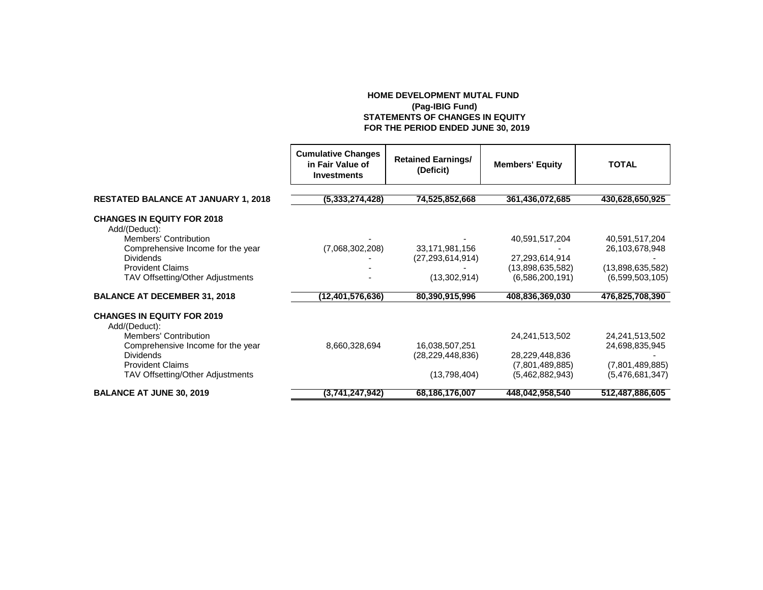**HOME DEVELOPMENT MUTAL FUND**
**(Pag-IBIG Fund)**
**STATEMENTS OF CHANGES IN EQUITY**
**FOR THE PERIOD ENDED JUNE 30, 2019**

| | Cumulative Changes in Fair Value of Investments | Retained Earnings/ (Deficit) | Members' Equity | TOTAL |
|---|---|---|---|---|
| **RESTATED BALANCE AT JANUARY 1, 2018** | **(5,333,274,428)** | **74,525,852,668** | **361,436,072,685** | **430,628,650,925** |
| **CHANGES IN EQUITY FOR 2018** | | | | |
| Add/(Deduct): | | | | |
| Members' Contribution | - | - | 40,591,517,204 | 40,591,517,204 |
| Comprehensive Income for the year | (7,068,302,208) | 33,171,981,156 | - | 26,103,678,948 |
| Dividends | - | (27,293,614,914) | 27,293,614,914 | - |
| Provident Claims | - | - | (13,898,635,582) | (13,898,635,582) |
| TAV Offsetting/Other Adjustments | - | (13,302,914) | (6,586,200,191) | (6,599,503,105) |
| **BALANCE AT DECEMBER 31, 2018** | **(12,401,576,636)** | **80,390,915,996** | **408,836,369,030** | **476,825,708,390** |
| **CHANGES IN EQUITY FOR 2019** | | | | |
| Add/(Deduct): | | | | |
| Members' Contribution | | | 24,241,513,502 | 24,241,513,502 |
| Comprehensive Income for the year | 8,660,328,694 | 16,038,507,251 | | 24,698,835,945 |
| Dividends | | (28,229,448,836) | 28,229,448,836 | - |
| Provident Claims | | | (7,801,489,885) | (7,801,489,885) |
| TAV Offsetting/Other Adjustments | | (13,798,404) | (5,462,882,943) | (5,476,681,347) |
| **BALANCE AT JUNE 30, 2019** | **(3,741,247,942)** | **68,186,176,007** | **448,042,958,540** | **512,487,886,605** |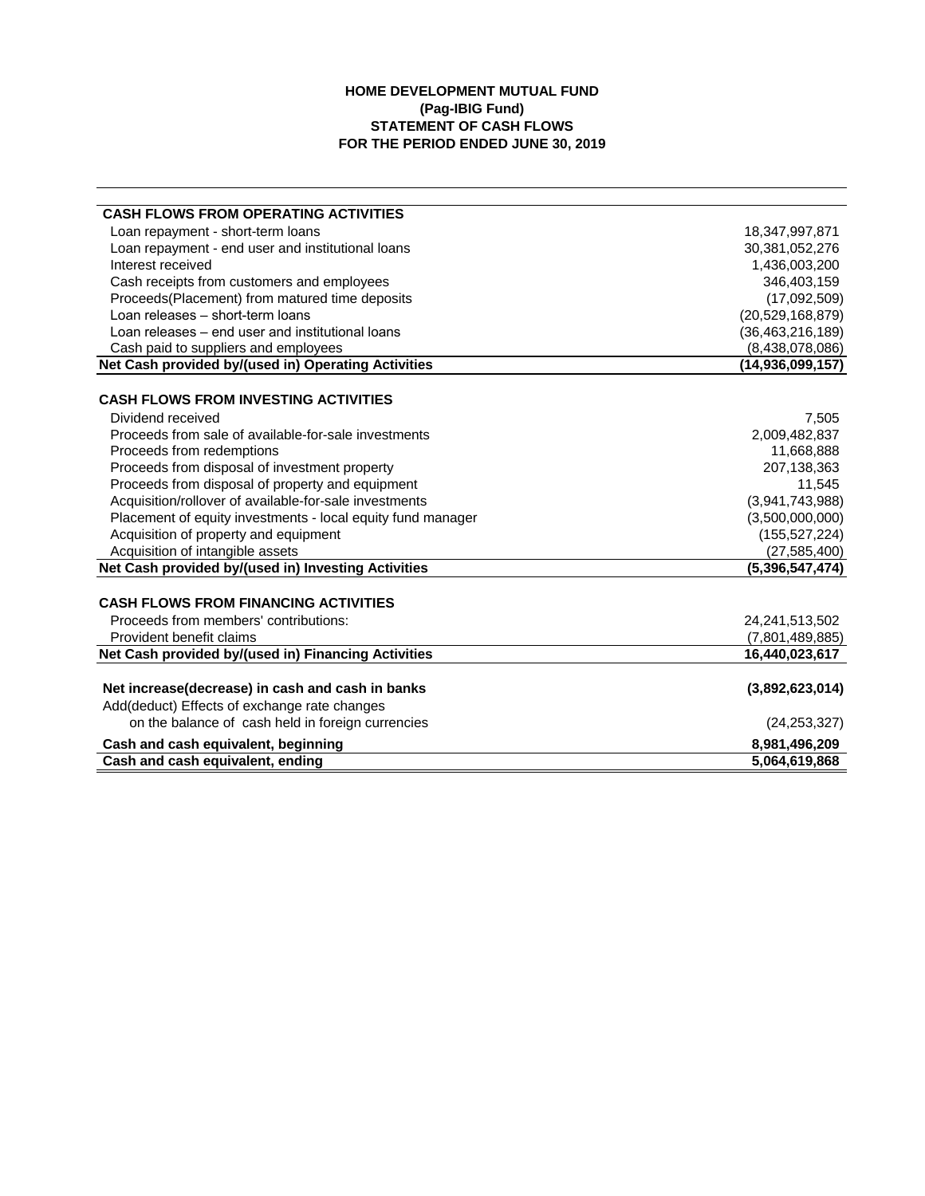# HOME DEVELOPMENT MUTUAL FUND
## (Pag-IBIG Fund)
## STATEMENT OF CASH FLOWS
## FOR THE PERIOD ENDED JUNE 30, 2019

| | |
|---|---|
| **CASH FLOWS FROM OPERATING ACTIVITIES** | |
| Loan repayment - short-term loans | 18,347,997,871 |
| Loan repayment - end user and institutional loans | 30,381,052,276 |
| Interest received | 1,436,003,200 |
| Cash receipts from customers and employees | 346,403,159 |
| Proceeds(Placement) from matured time deposits | (17,092,509) |
| Loan releases – short-term loans | (20,529,168,879) |
| Loan releases – end user and institutional loans | (36,463,216,189) |
| Cash paid to suppliers and employees | (8,438,078,086) |
| **Net Cash provided by/(used in) Operating Activities** | **(14,936,099,157)** |
| | |
| **CASH FLOWS FROM INVESTING ACTIVITIES** | |
| Dividend received | 7,505 |
| Proceeds from sale of available-for-sale investments | 2,009,482,837 |
| Proceeds from redemptions | 11,668,888 |
| Proceeds from disposal of investment property | 207,138,363 |
| Proceeds from disposal of property and equipment | 11,545 |
| Acquisition/rollover of available-for-sale investments | (3,941,743,988) |
| Placement of equity investments - local equity fund manager | (3,500,000,000) |
| Acquisition of property and equipment | (155,527,224) |
| Acquisition of intangible assets | (27,585,400) |
| **Net Cash provided by/(used in) Investing Activities** | **(5,396,547,474)** |
| | |
| **CASH FLOWS FROM FINANCING ACTIVITIES** | |
| Proceeds from members' contributions: | 24,241,513,502 |
| Provident benefit claims | (7,801,489,885) |
| **Net Cash provided by/(used in) Financing Activities** | **16,440,023,617** |
| | |
| **Net increase(decrease) in cash and cash in banks** | **(3,892,623,014)** |
| Add(deduct) Effects of exchange rate changes on the balance of cash held in foreign currencies | (24,253,327) |
| **Cash and cash equivalent, beginning** | **8,981,496,209** |
| **Cash and cash equivalent, ending** | **5,064,619,868** |